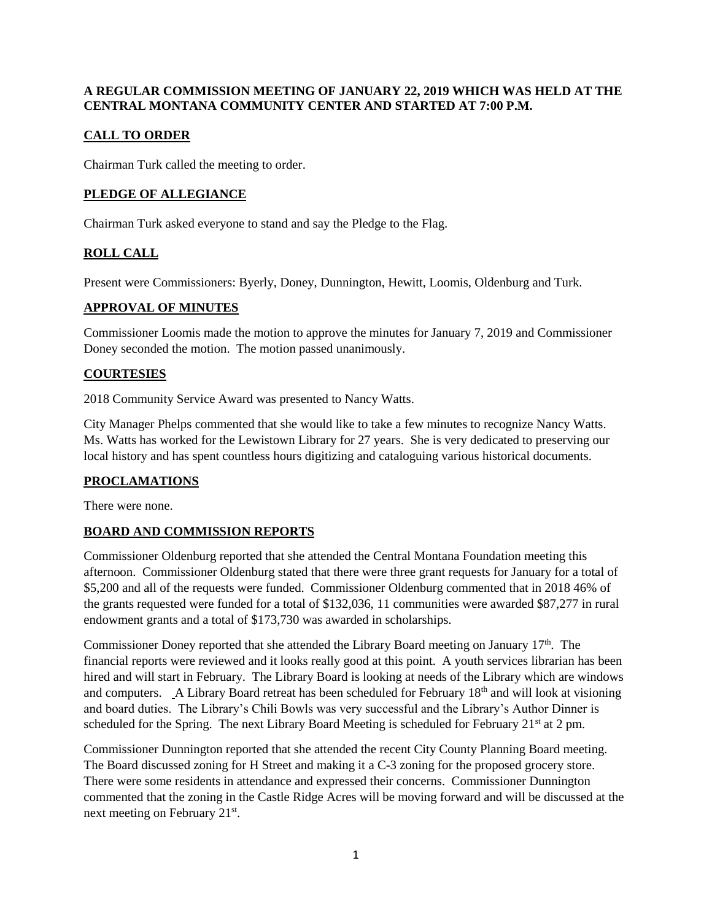**A REGULAR COMMISSION MEETING OF JANUARY 22, 2019 WHICH WAS HELD AT THE CENTRAL MONTANA COMMUNITY CENTER AND STARTED AT 7:00 P.M.**

## CALL TO ORDER

Chairman Turk called the meeting to order.

## PLEDGE OF ALLEGIANCE

Chairman Turk asked everyone to stand and say the Pledge to the Flag.

## ROLL CALL

Present were Commissioners: Byerly, Doney, Dunnington, Hewitt, Loomis, Oldenburg and Turk.

## APPROVAL OF MINUTES

Commissioner Loomis made the motion to approve the minutes for January 7, 2019 and Commissioner Doney seconded the motion. The motion passed unanimously.

## COURTESIES

2018 Community Service Award was presented to Nancy Watts.

City Manager Phelps commented that she would like to take a few minutes to recognize Nancy Watts. Ms. Watts has worked for the Lewistown Library for 27 years. She is very dedicated to preserving our local history and has spent countless hours digitizing and cataloguing various historical documents.

## PROCLAMATIONS

There were none.

## BOARD AND COMMISSION REPORTS

Commissioner Oldenburg reported that she attended the Central Montana Foundation meeting this afternoon. Commissioner Oldenburg stated that there were three grant requests for January for a total of $5,200 and all of the requests were funded. Commissioner Oldenburg commented that in 2018 46% of the grants requested were funded for a total of $132,036, 11 communities were awarded $87,277 in rural endowment grants and a total of $173,730 was awarded in scholarships.

Commissioner Doney reported that she attended the Library Board meeting on January 17th. The financial reports were reviewed and it looks really good at this point. A youth services librarian has been hired and will start in February. The Library Board is looking at needs of the Library which are windows and computers. A Library Board retreat has been scheduled for February 18th and will look at visioning and board duties. The Library's Chili Bowls was very successful and the Library's Author Dinner is scheduled for the Spring. The next Library Board Meeting is scheduled for February 21st at 2 pm.

Commissioner Dunnington reported that she attended the recent City County Planning Board meeting. The Board discussed zoning for H Street and making it a C-3 zoning for the proposed grocery store. There were some residents in attendance and expressed their concerns. Commissioner Dunnington commented that the zoning in the Castle Ridge Acres will be moving forward and will be discussed at the next meeting on February 21st.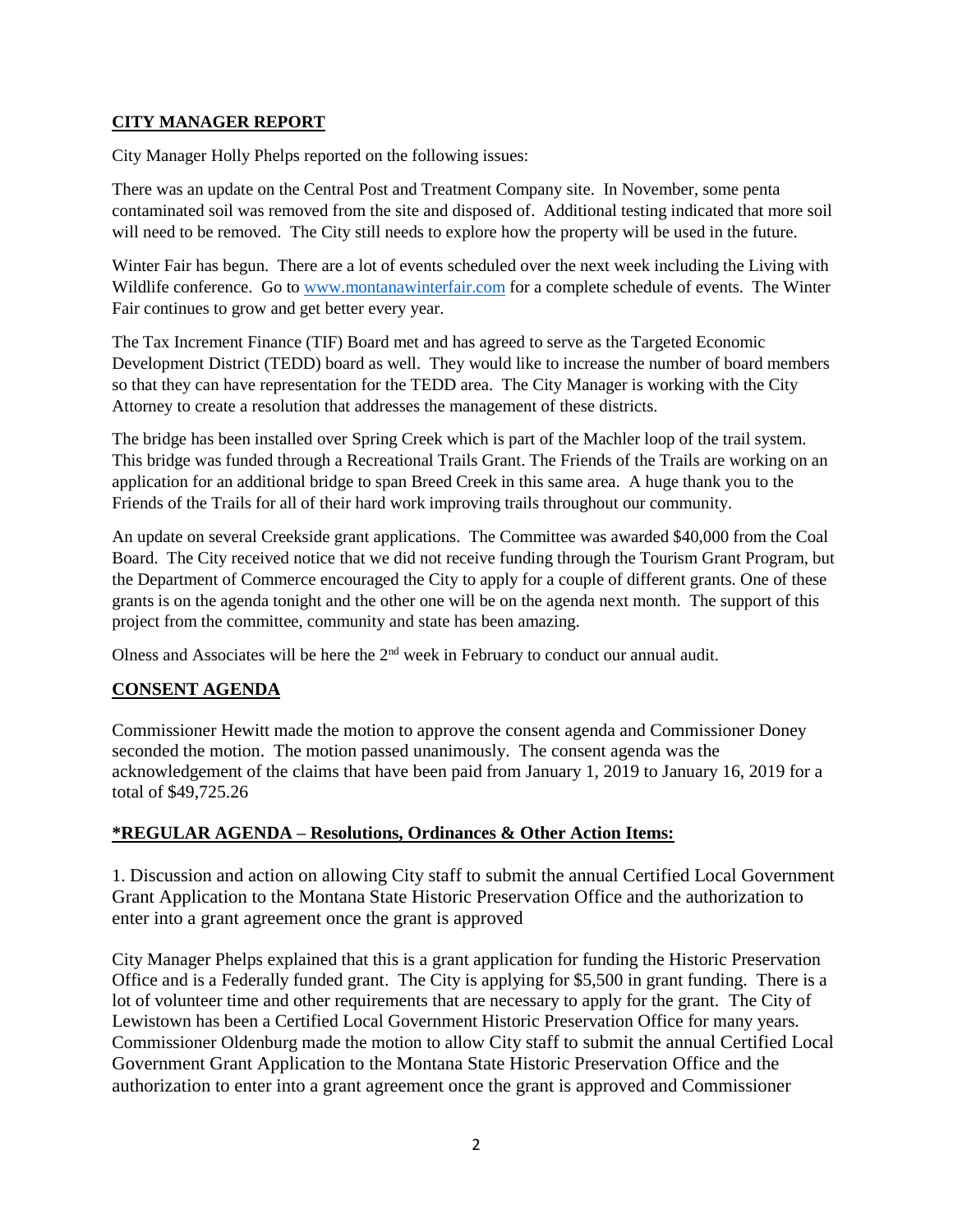**CITY MANAGER REPORT**

City Manager Holly Phelps reported on the following issues:

There was an update on the Central Post and Treatment Company site. In November, some penta contaminated soil was removed from the site and disposed of. Additional testing indicated that more soil will need to be removed. The City still needs to explore how the property will be used in the future.

Winter Fair has begun. There are a lot of events scheduled over the next week including the Living with Wildlife conference. Go to www.montanawinterfair.com for a complete schedule of events. The Winter Fair continues to grow and get better every year.

The Tax Increment Finance (TIF) Board met and has agreed to serve as the Targeted Economic Development District (TEDD) board as well. They would like to increase the number of board members so that they can have representation for the TEDD area. The City Manager is working with the City Attorney to create a resolution that addresses the management of these districts.

The bridge has been installed over Spring Creek which is part of the Machler loop of the trail system. This bridge was funded through a Recreational Trails Grant. The Friends of the Trails are working on an application for an additional bridge to span Breed Creek in this same area. A huge thank you to the Friends of the Trails for all of their hard work improving trails throughout our community.

An update on several Creekside grant applications. The Committee was awarded $40,000 from the Coal Board. The City received notice that we did not receive funding through the Tourism Grant Program, but the Department of Commerce encouraged the City to apply for a couple of different grants. One of these grants is on the agenda tonight and the other one will be on the agenda next month. The support of this project from the committee, community and state has been amazing.

Olness and Associates will be here the 2nd week in February to conduct our annual audit.

**CONSENT AGENDA**

Commissioner Hewitt made the motion to approve the consent agenda and Commissioner Doney seconded the motion. The motion passed unanimously. The consent agenda was the acknowledgement of the claims that have been paid from January 1, 2019 to January 16, 2019 for a total of $49,725.26

**\*REGULAR AGENDA – Resolutions, Ordinances & Other Action Items:**

1. Discussion and action on allowing City staff to submit the annual Certified Local Government Grant Application to the Montana State Historic Preservation Office and the authorization to enter into a grant agreement once the grant is approved

City Manager Phelps explained that this is a grant application for funding the Historic Preservation Office and is a Federally funded grant. The City is applying for $5,500 in grant funding. There is a lot of volunteer time and other requirements that are necessary to apply for the grant. The City of Lewistown has been a Certified Local Government Historic Preservation Office for many years. Commissioner Oldenburg made the motion to allow City staff to submit the annual Certified Local Government Grant Application to the Montana State Historic Preservation Office and the authorization to enter into a grant agreement once the grant is approved and Commissioner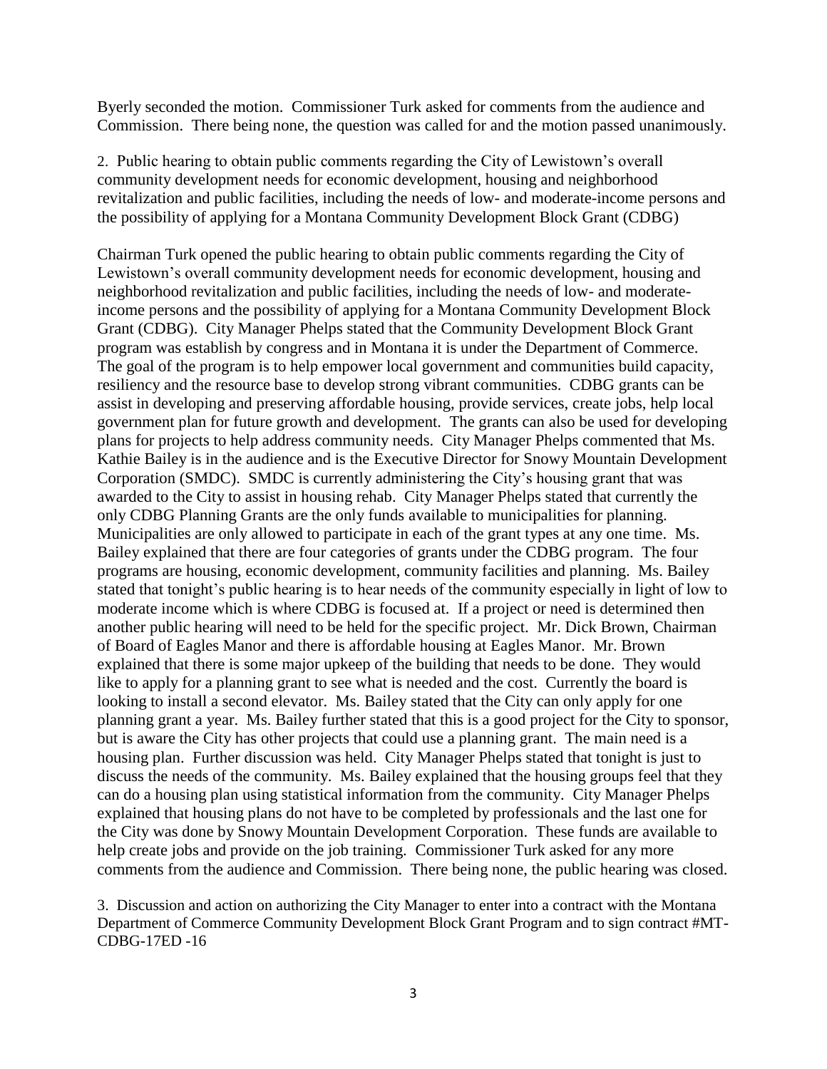Byerly seconded the motion. Commissioner Turk asked for comments from the audience and Commission. There being none, the question was called for and the motion passed unanimously.

2. Public hearing to obtain public comments regarding the City of Lewistown's overall community development needs for economic development, housing and neighborhood revitalization and public facilities, including the needs of low- and moderate-income persons and the possibility of applying for a Montana Community Development Block Grant (CDBG)

Chairman Turk opened the public hearing to obtain public comments regarding the City of Lewistown's overall community development needs for economic development, housing and neighborhood revitalization and public facilities, including the needs of low- and moderate-income persons and the possibility of applying for a Montana Community Development Block Grant (CDBG). City Manager Phelps stated that the Community Development Block Grant program was establish by congress and in Montana it is under the Department of Commerce. The goal of the program is to help empower local government and communities build capacity, resiliency and the resource base to develop strong vibrant communities. CDBG grants can be assist in developing and preserving affordable housing, provide services, create jobs, help local government plan for future growth and development. The grants can also be used for developing plans for projects to help address community needs. City Manager Phelps commented that Ms. Kathie Bailey is in the audience and is the Executive Director for Snowy Mountain Development Corporation (SMDC). SMDC is currently administering the City's housing grant that was awarded to the City to assist in housing rehab. City Manager Phelps stated that currently the only CDBG Planning Grants are the only funds available to municipalities for planning. Municipalities are only allowed to participate in each of the grant types at any one time. Ms. Bailey explained that there are four categories of grants under the CDBG program. The four programs are housing, economic development, community facilities and planning. Ms. Bailey stated that tonight's public hearing is to hear needs of the community especially in light of low to moderate income which is where CDBG is focused at. If a project or need is determined then another public hearing will need to be held for the specific project. Mr. Dick Brown, Chairman of Board of Eagles Manor and there is affordable housing at Eagles Manor. Mr. Brown explained that there is some major upkeep of the building that needs to be done. They would like to apply for a planning grant to see what is needed and the cost. Currently the board is looking to install a second elevator. Ms. Bailey stated that the City can only apply for one planning grant a year. Ms. Bailey further stated that this is a good project for the City to sponsor, but is aware the City has other projects that could use a planning grant. The main need is a housing plan. Further discussion was held. City Manager Phelps stated that tonight is just to discuss the needs of the community. Ms. Bailey explained that the housing groups feel that they can do a housing plan using statistical information from the community. City Manager Phelps explained that housing plans do not have to be completed by professionals and the last one for the City was done by Snowy Mountain Development Corporation. These funds are available to help create jobs and provide on the job training. Commissioner Turk asked for any more comments from the audience and Commission. There being none, the public hearing was closed.

3. Discussion and action on authorizing the City Manager to enter into a contract with the Montana Department of Commerce Community Development Block Grant Program and to sign contract #MT-CDBG-17ED -16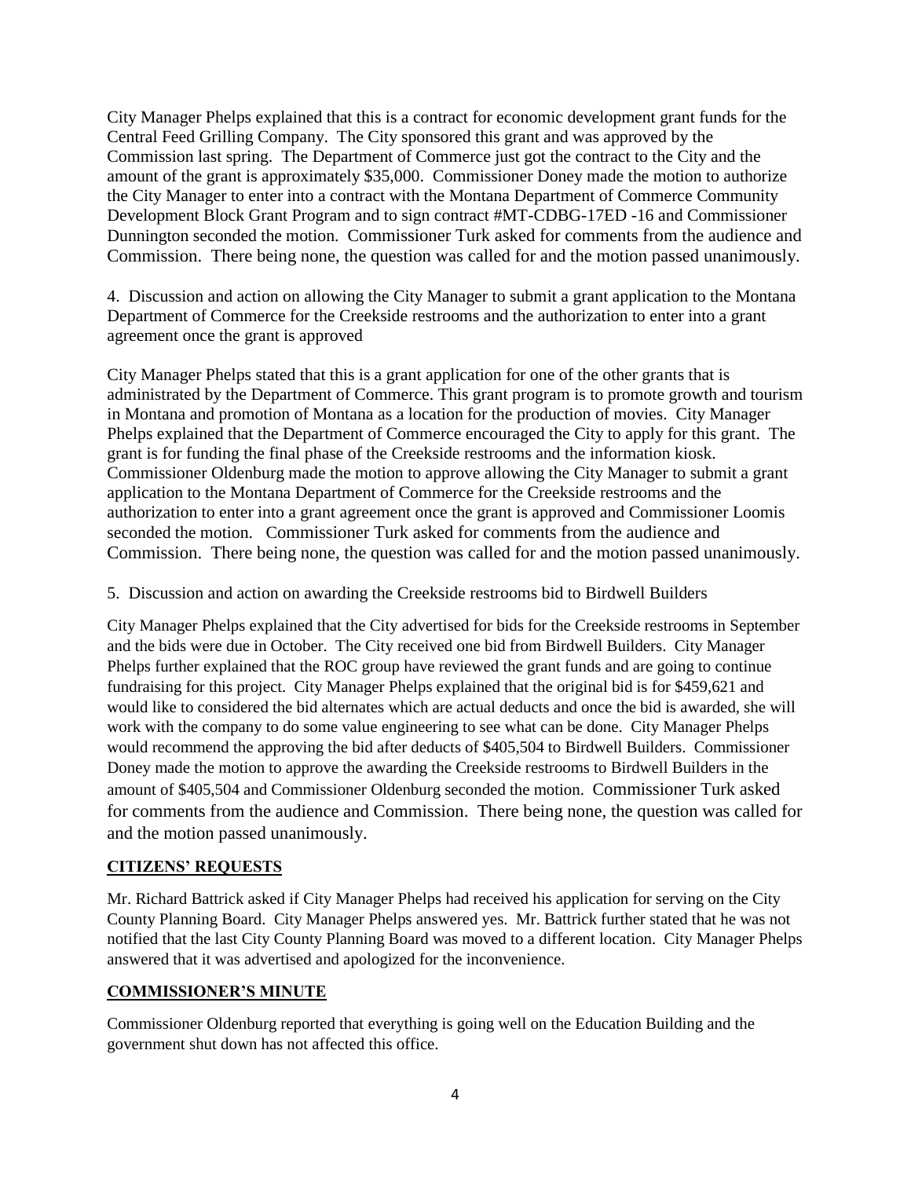City Manager Phelps explained that this is a contract for economic development grant funds for the Central Feed Grilling Company. The City sponsored this grant and was approved by the Commission last spring. The Department of Commerce just got the contract to the City and the amount of the grant is approximately $35,000. Commissioner Doney made the motion to authorize the City Manager to enter into a contract with the Montana Department of Commerce Community Development Block Grant Program and to sign contract #MT-CDBG-17ED -16 and Commissioner Dunnington seconded the motion. Commissioner Turk asked for comments from the audience and Commission. There being none, the question was called for and the motion passed unanimously.

4. Discussion and action on allowing the City Manager to submit a grant application to the Montana Department of Commerce for the Creekside restrooms and the authorization to enter into a grant agreement once the grant is approved

City Manager Phelps stated that this is a grant application for one of the other grants that is administrated by the Department of Commerce. This grant program is to promote growth and tourism in Montana and promotion of Montana as a location for the production of movies. City Manager Phelps explained that the Department of Commerce encouraged the City to apply for this grant. The grant is for funding the final phase of the Creekside restrooms and the information kiosk. Commissioner Oldenburg made the motion to approve allowing the City Manager to submit a grant application to the Montana Department of Commerce for the Creekside restrooms and the authorization to enter into a grant agreement once the grant is approved and Commissioner Loomis seconded the motion. Commissioner Turk asked for comments from the audience and Commission. There being none, the question was called for and the motion passed unanimously.

5. Discussion and action on awarding the Creekside restrooms bid to Birdwell Builders

City Manager Phelps explained that the City advertised for bids for the Creekside restrooms in September and the bids were due in October. The City received one bid from Birdwell Builders. City Manager Phelps further explained that the ROC group have reviewed the grant funds and are going to continue fundraising for this project. City Manager Phelps explained that the original bid is for $459,621 and would like to considered the bid alternates which are actual deducts and once the bid is awarded, she will work with the company to do some value engineering to see what can be done. City Manager Phelps would recommend the approving the bid after deducts of $405,504 to Birdwell Builders. Commissioner Doney made the motion to approve the awarding the Creekside restrooms to Birdwell Builders in the amount of $405,504 and Commissioner Oldenburg seconded the motion. Commissioner Turk asked for comments from the audience and Commission. There being none, the question was called for and the motion passed unanimously.

## CITIZENS' REQUESTS

Mr. Richard Battrick asked if City Manager Phelps had received his application for serving on the City County Planning Board. City Manager Phelps answered yes. Mr. Battrick further stated that he was not notified that the last City County Planning Board was moved to a different location. City Manager Phelps answered that it was advertised and apologized for the inconvenience.

## COMMISSIONER'S MINUTE

Commissioner Oldenburg reported that everything is going well on the Education Building and the government shut down has not affected this office.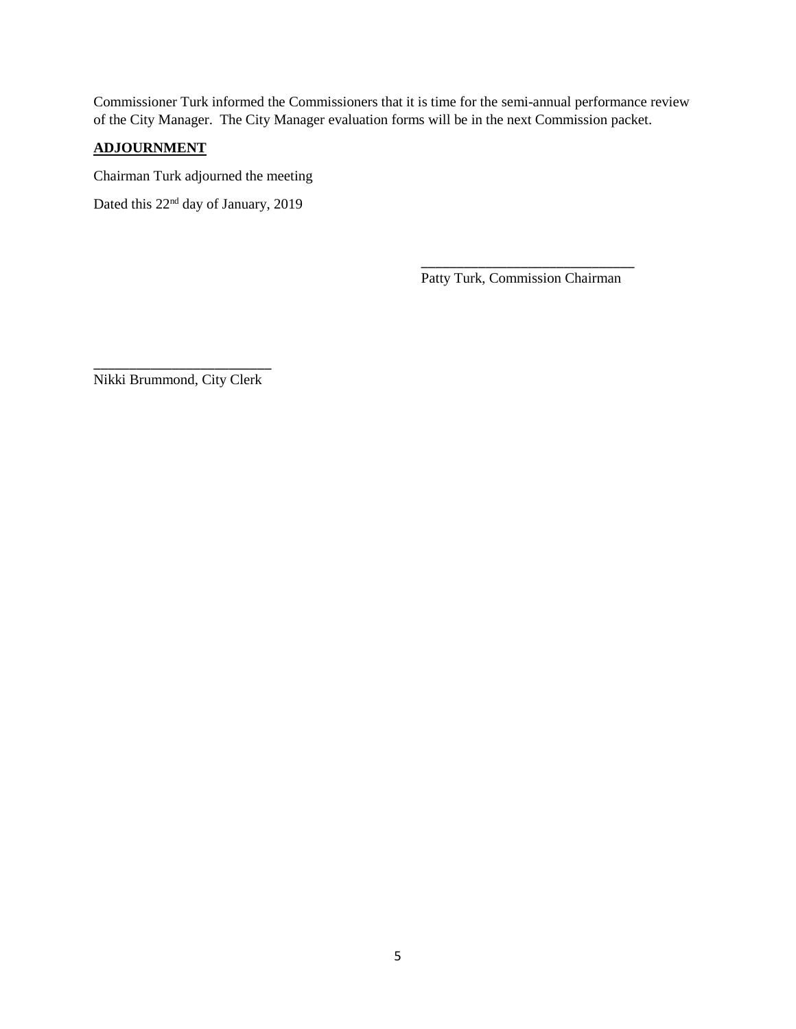Commissioner Turk informed the Commissioners that it is time for the semi-annual performance review of the City Manager. The City Manager evaluation forms will be in the next Commission packet.

**ADJOURNMENT**

Chairman Turk adjourned the meeting

Dated this 22nd day of January, 2019

_____________________________
Patty Turk, Commission Chairman

_________________________
Nikki Brummond, City Clerk